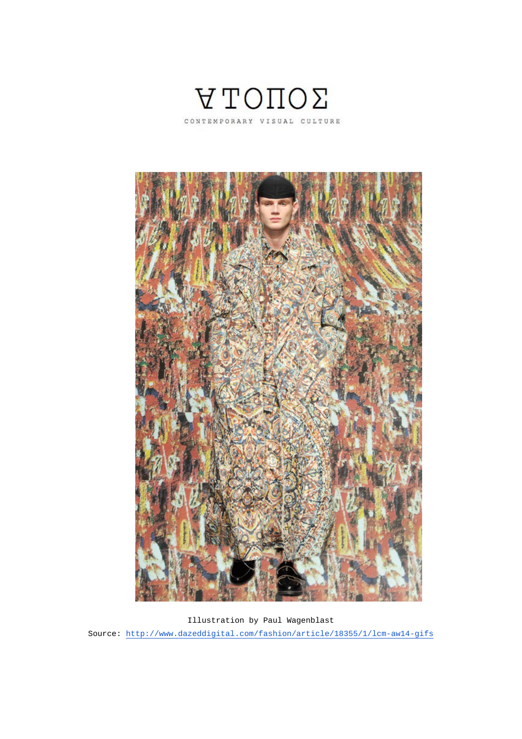# ATOΠOΣ

CONTEMPORARY VISUAL CULTURE

Illustration by Paul Wagenblast

Source: http://www.dazeddigital.com/fashion/article/18355/1/lcm-aw14-gifs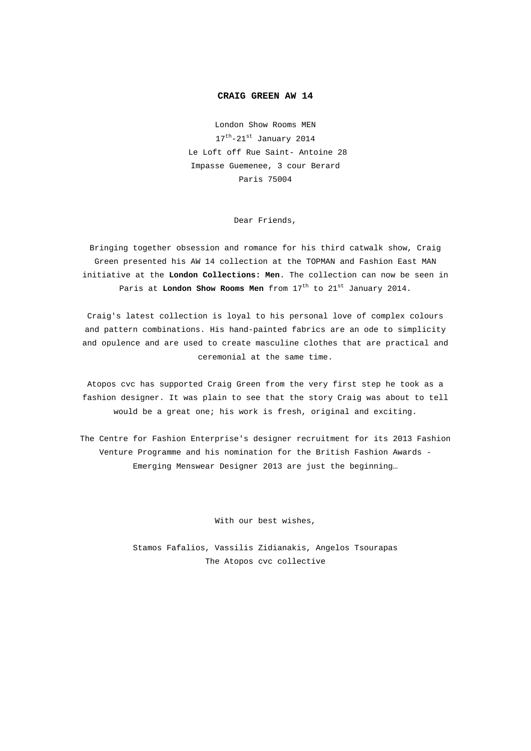**CRAIG GREEN AW 14**

London Show Rooms MEN
17th-21st January 2014
Le Loft off Rue Saint- Antoine 28
Impasse Guemenee, 3 cour Berard
Paris 75004

Dear Friends,

Bringing together obsession and romance for his third catwalk show, Craig Green presented his AW 14 collection at the TOPMAN and Fashion East MAN initiative at the **London Collections: Men**. The collection can now be seen in Paris at **London Show Rooms Men** from 17th to 21st January 2014.

Craig's latest collection is loyal to his personal love of complex colours and pattern combinations. His hand-painted fabrics are an ode to simplicity and opulence and are used to create masculine clothes that are practical and ceremonial at the same time.

Atopos cvc has supported Craig Green from the very first step he took as a fashion designer. It was plain to see that the story Craig was about to tell would be a great one; his work is fresh, original and exciting.

The Centre for Fashion Enterprise's designer recruitment for its 2013 Fashion Venture Programme and his nomination for the British Fashion Awards - Emerging Menswear Designer 2013 are just the beginning…

With our best wishes,

Stamos Fafalios, Vassilis Zidianakis, Angelos Tsourapas
The Atopos cvc collective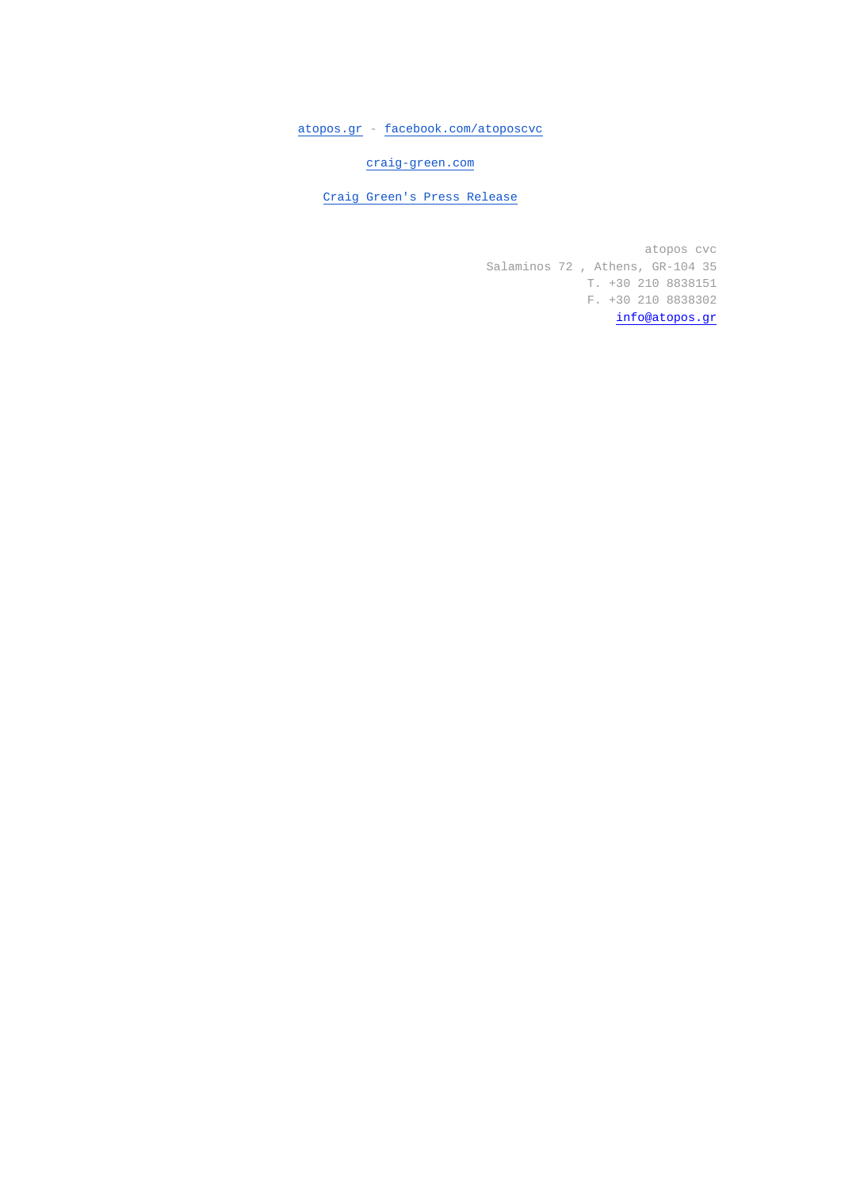atopos.gr - facebook.com/atoposcvc

craig-green.com

Craig Green's Press Release

atopos cvc
Salaminos 72 , Athens, GR-104 35
T. +30 210 8838151
F. +30 210 8838302
info@atopos.gr